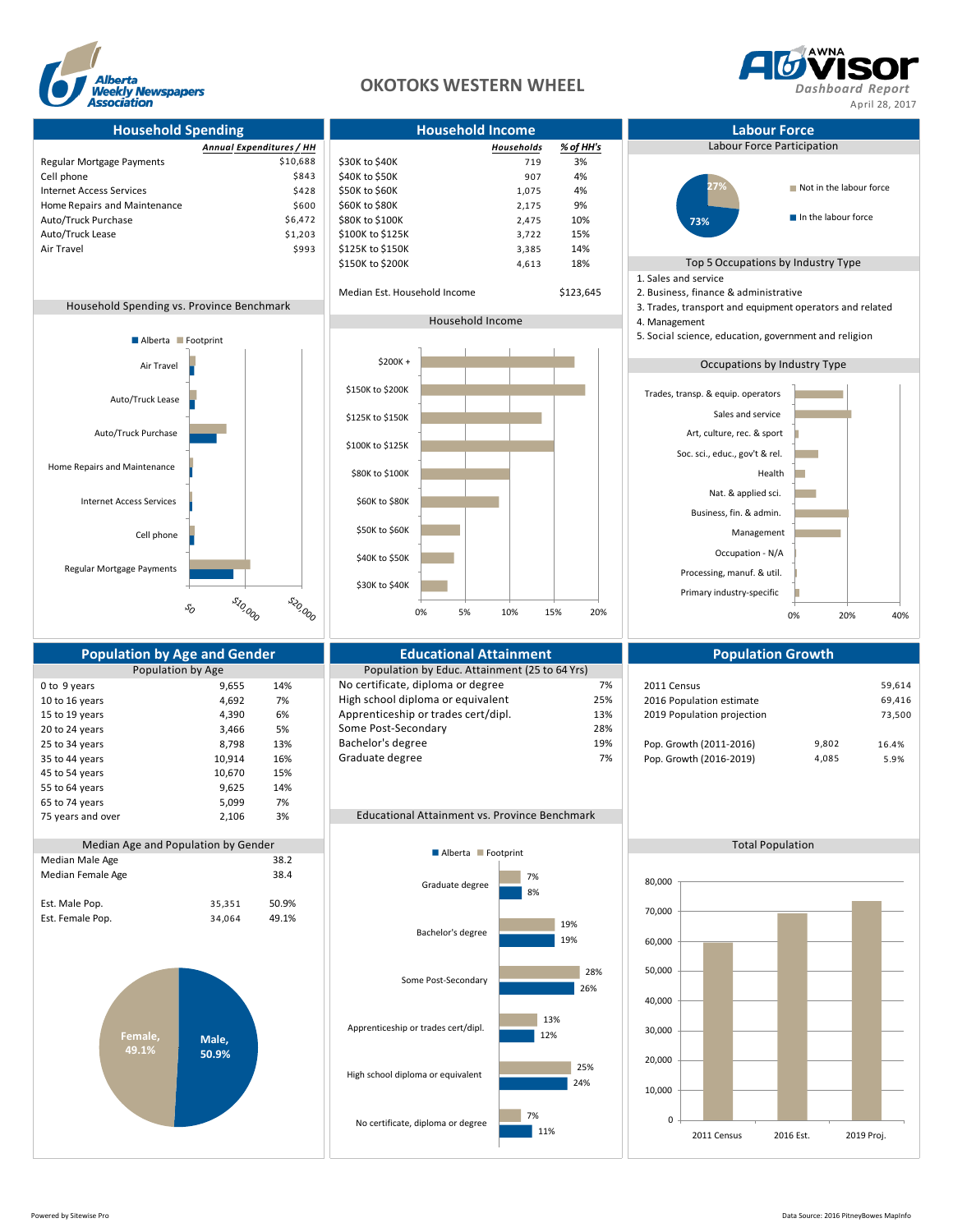# OKOTOKS WESTERN WHEEL

Alberta Weekly Newspapers Association

AWNA ADVISOR Dashboard Report

April 28, 2017

## Household Spending

| | Annual Expenditures / HH |
|---|---|
| Regular Mortgage Payments | $10,688 |
| Cell phone | $843 |
| Internet Access Services | $428 |
| Home Repairs and Maintenance | $600 |
| Auto/Truck Purchase | $6,472 |
| Auto/Truck Lease | $1,203 |
| Air Travel | $993 |

### Household Spending vs. Province Benchmark

Alberta / Footprint

Air Travel; Auto/Truck Lease; Auto/Truck Purchase; Home Repairs and Maintenance; Internet Access Services; Cell phone; Regular Mortgage Payments

$0; $10,000; $20,000

## Household Income

| | Households | % of HH's |
|---|---|---|
| $30K to $40K | 719 | 3% |
| $40K to $50K | 907 | 4% |
| $50K to $60K | 1,075 | 4% |
| $60K to $80K | 2,175 | 9% |
| $80K to $100K | 2,475 | 10% |
| $100K to $125K | 3,722 | 15% |
| $125K to $150K | 3,385 | 14% |
| $150K to $200K | 4,613 | 18% |

Median Est. Household Income: $123,645

### Household Income

$200K +; $150K to $200K; $125K to $150K; $100K to $125K; $80K to $100K; $60K to $80K; $50K to $60K; $40K to $50K; $30K to $40K

0%; 5%; 10%; 15%; 20%

## Labour Force

### Labour Force Participation

- Not in the labour force: 27%
- In the labour force: 73%

### Top 5 Occupations by Industry Type

1. Sales and service
2. Business, finance & administrative
3. Trades, transport and equipment operators and related
4. Management
5. Social science, education, government and religion

### Occupations by Industry Type

Trades, transp. & equip. operators; Sales and service; Art, culture, rec. & sport; Soc. sci., educ., gov't & rel.; Health; Nat. & applied sci.; Business, fin. & admin.; Management; Occupation - N/A; Processing, manuf. & util.; Primary industry-specific

0%; 20%; 40%

## Population by Age and Gender

### Population by Age

| | | |
|---|---|---|
| 0 to 9 years | 9,655 | 14% |
| 10 to 16 years | 4,692 | 7% |
| 15 to 19 years | 4,390 | 6% |
| 20 to 24 years | 3,466 | 5% |
| 25 to 34 years | 8,798 | 13% |
| 35 to 44 years | 10,914 | 16% |
| 45 to 54 years | 10,670 | 15% |
| 55 to 64 years | 9,625 | 14% |
| 65 to 74 years | 5,099 | 7% |
| 75 years and over | 2,106 | 3% |

### Median Age and Population by Gender

| | | |
|---|---|---|
| Median Male Age | | 38.2 |
| Median Female Age | | 38.4 |
| Est. Male Pop. | 35,351 | 50.9% |
| Est. Female Pop. | 34,064 | 49.1% |

Female, 49.1%; Male, 50.9%

## Educational Attainment

### Population by Educ. Attainment (25 to 64 Yrs)

| | |
|---|---|
| No certificate, diploma or degree | 7% |
| High school diploma or equivalent | 25% |
| Apprenticeship or trades cert/dipl. | 13% |
| Some Post-Secondary | 28% |
| Bachelor's degree | 19% |
| Graduate degree | 7% |

### Educational Attainment vs. Province Benchmark

| | Footprint | Alberta |
|---|---|---|
| Graduate degree | 7% | 8% |
| Bachelor's degree | 19% | 19% |
| Some Post-Secondary | 28% | 26% |
| Apprenticeship or trades cert/dipl. | 13% | 12% |
| High school diploma or equivalent | 25% | 24% |
| No certificate, diploma or degree | 7% | 11% |

## Population Growth

| | | |
|---|---|---|
| 2011 Census | | 59,614 |
| 2016 Population estimate | | 69,416 |
| 2019 Population projection | | 73,500 |
| Pop. Growth (2011-2016) | 9,802 | 16.4% |
| Pop. Growth (2016-2019) | 4,085 | 5.9% |

### Total Population

2011 Census; 2016 Est.; 2019 Proj.

0; 10,000; 20,000; 30,000; 40,000; 50,000; 60,000; 70,000; 80,000

Powered by Sitewise Pro

Data Source: 2016 PitneyBowes MapInfo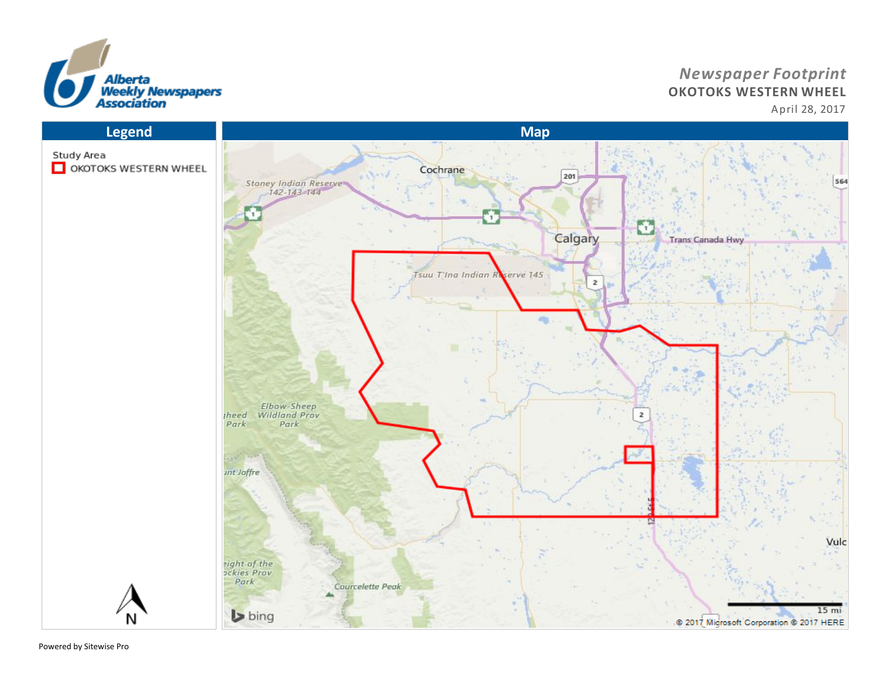Alberta Weekly Newspapers Association

*Newspaper Footprint*

**OKOTOKS WESTERN WHEEL**

April 28, 2017

## Legend

Study Area

OKOTOKS WESTERN WHEEL

N

## Map

Cochrane

Stoney Indian Reserve 142-143-144

201

564

1

Calgary

Trans Canada Hwy

Tsuu T'Ina Indian Reserve 145

2

Elbow-Sheep Wildland Prov Park

heed Park

unt Joffre

eight of the ockies Prov Park

Courcelette Peak

Vulc

15 mi

bing

© 2017 Microsoft Corporation © 2017 HERE

Powered by Sitewise Pro